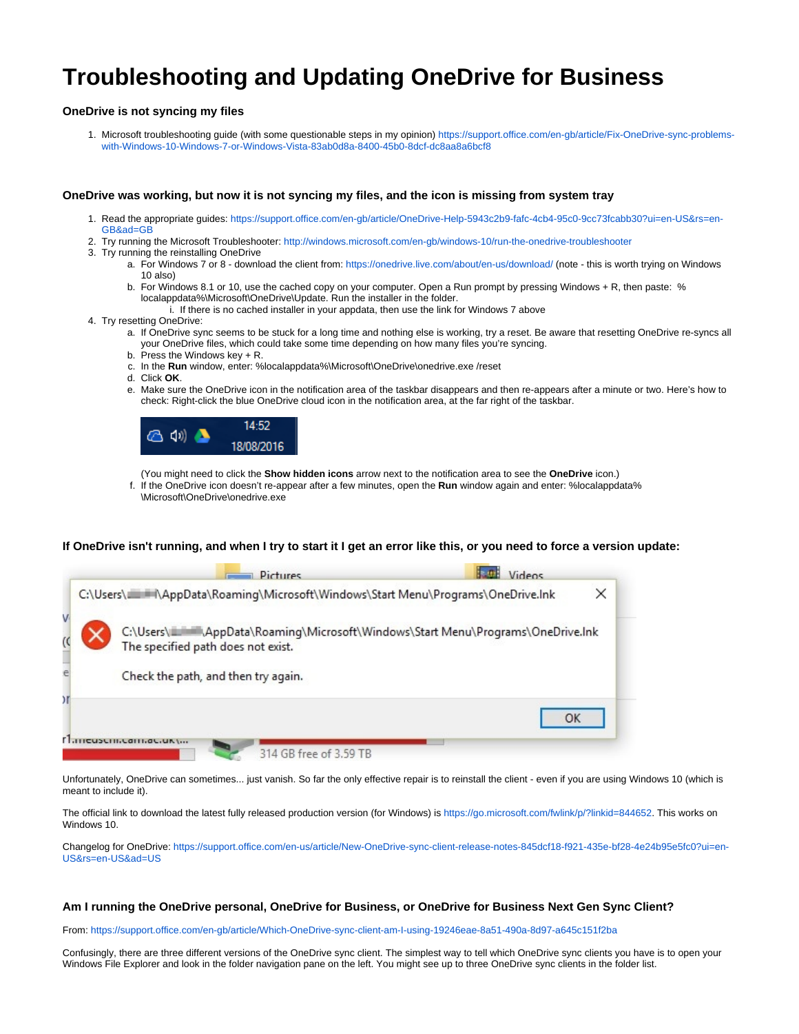# Troubleshooting and Updating OneDrive for Business

### OneDrive is not syncing my files

1. Microsoft troubleshooting guide (with some questionable steps in my opinion) https://support.office.com/en-gb/article/Fix-OneDrive-sync-problems-with-Windows-10-Windows-7-or-Windows-Vista-83ab0d8a-8400-45b0-8dcf-dc8aa8a6bcf8

### OneDrive was working, but now it is not syncing my files, and the icon is missing from system tray

1. Read the appropriate guides: https://support.office.com/en-gb/article/OneDrive-Help-5943c2b9-fafc-4cb4-95c0-9cc73fcabb30?ui=en-US&rs=en-GB&ad=GB
2. Try running the Microsoft Troubleshooter: http://windows.microsoft.com/en-gb/windows-10/run-the-onedrive-troubleshooter
3. Try running the reinstalling OneDrive
    a. For Windows 7 or 8 - download the client from: https://onedrive.live.com/about/en-us/download/ (note - this is worth trying on Windows 10 also)
    b. For Windows 8.1 or 10, use the cached copy on your computer. Open a Run prompt by pressing Windows + R, then paste: %localappdata%\Microsoft\OneDrive\Update. Run the installer in the folder.
        i. If there is no cached installer in your appdata, then use the link for Windows 7 above
4. Try resetting OneDrive:
    a. If OneDrive sync seems to be stuck for a long time and nothing else is working, try a reset. Be aware that resetting OneDrive re-syncs all your OneDrive files, which could take some time depending on how many files you're syncing.
    b. Press the Windows key + R.
    c. In the **Run** window, enter: %localappdata%\Microsoft\OneDrive\onedrive.exe /reset
    d. Click **OK**.
    e. Make sure the OneDrive icon in the notification area of the taskbar disappears and then re-appears after a minute or two. Here's how to check: Right-click the blue OneDrive cloud icon in the notification area, at the far right of the taskbar.

       (You might need to click the **Show hidden icons** arrow next to the notification area to see the **OneDrive** icon.)
    f. If the OneDrive icon doesn't re-appear after a few minutes, open the **Run** window again and enter: %localappdata%\Microsoft\OneDrive\onedrive.exe

### If OneDrive isn't running, and when I try to start it I get an error like this, or you need to force a version update:

Unfortunately, OneDrive can sometimes... just vanish. So far the only effective repair is to reinstall the client - even if you are using Windows 10 (which is meant to include it).

The official link to download the latest fully released production version (for Windows) is https://go.microsoft.com/fwlink/p/?linkid=844652. This works on Windows 10.

Changelog for OneDrive: https://support.office.com/en-us/article/New-OneDrive-sync-client-release-notes-845dcf18-f921-435e-bf28-4e24b95e5fc0?ui=en-US&rs=en-US&ad=US

### Am I running the OneDrive personal, OneDrive for Business, or OneDrive for Business Next Gen Sync Client?

From: https://support.office.com/en-gb/article/Which-OneDrive-sync-client-am-I-using-19246eae-8a51-490a-8d97-a645c151f2ba

Confusingly, there are three different versions of the OneDrive sync client. The simplest way to tell which OneDrive sync clients you have is to open your Windows File Explorer and look in the folder navigation pane on the left. You might see up to three OneDrive sync clients in the folder list.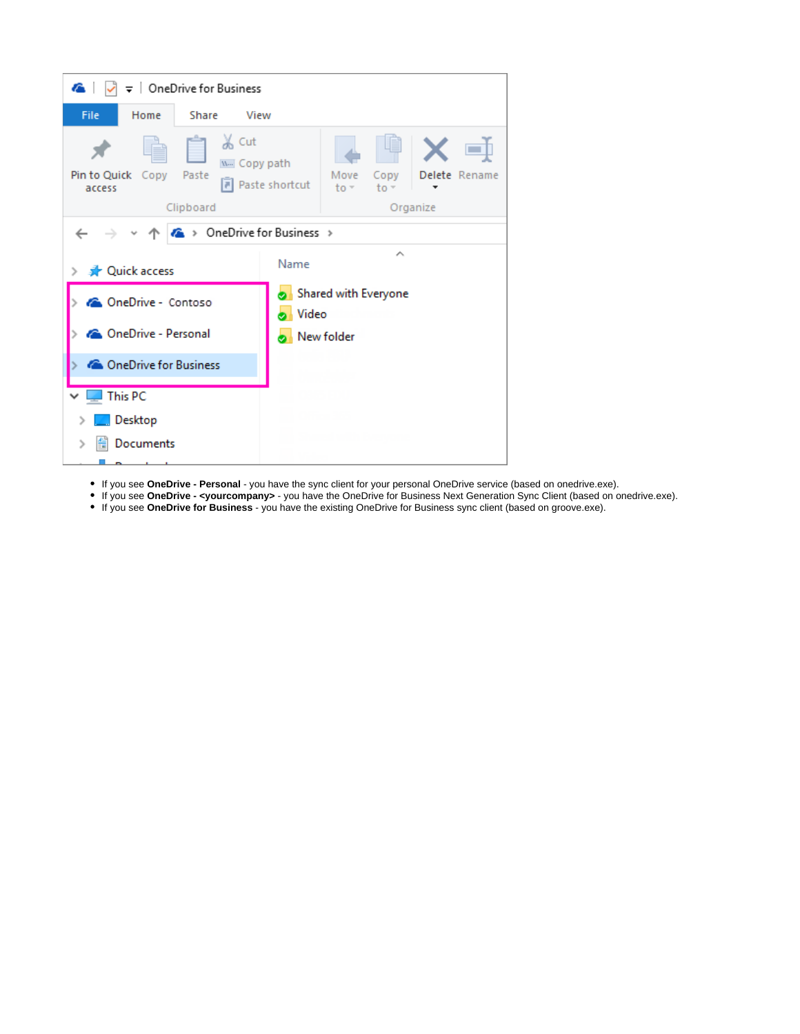- If you see **OneDrive - Personal** - you have the sync client for your personal OneDrive service (based on onedrive.exe).
- If you see **OneDrive - <yourcompany>** - you have the OneDrive for Business Next Generation Sync Client (based on onedrive.exe).
- If you see **OneDrive for Business** - you have the existing OneDrive for Business sync client (based on groove.exe).